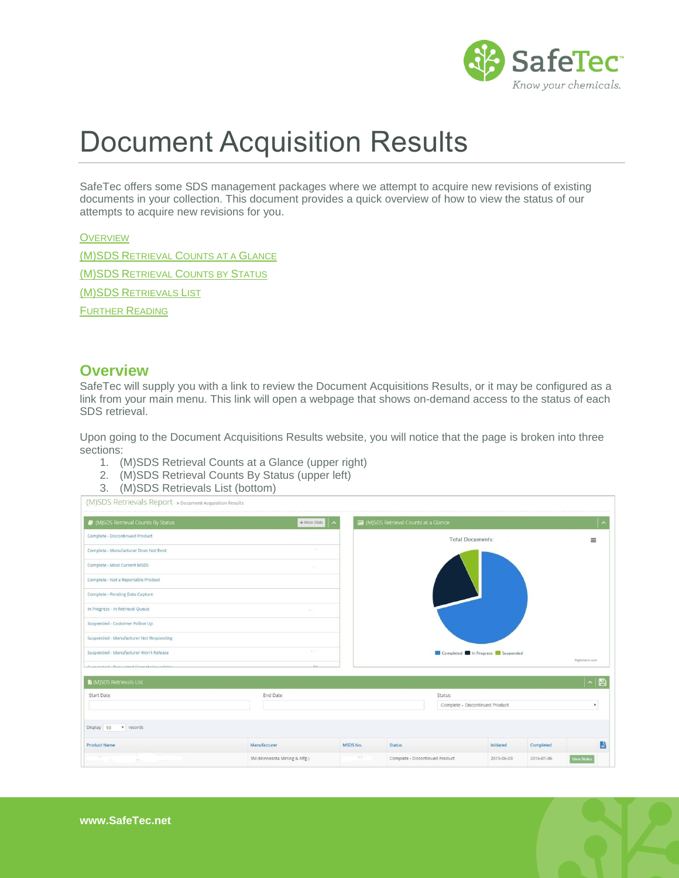# Document Acquisition Results

SafeTec offers some SDS management packages where we attempt to acquire new revisions of existing documents in your collection. This document provides a quick overview of how to view the status of our attempts to acquire new revisions for you.

OVERVIEW

(M)SDS RETRIEVAL COUNTS AT A GLANCE

(M)SDS RETRIEVAL COUNTS BY STATUS

(M)SDS RETRIEVALS LIST

FURTHER READING

## Overview

SafeTec will supply you with a link to review the Document Acquisitions Results, or it may be configured as a link from your main menu. This link will open a webpage that shows on-demand access to the status of each SDS retrieval.

Upon going to the Document Acquisitions Results website, you will notice that the page is broken into three sections:

1. (M)SDS Retrieval Counts at a Glance (upper right)
2. (M)SDS Retrieval Counts By Status (upper left)
3. (M)SDS Retrievals List (bottom)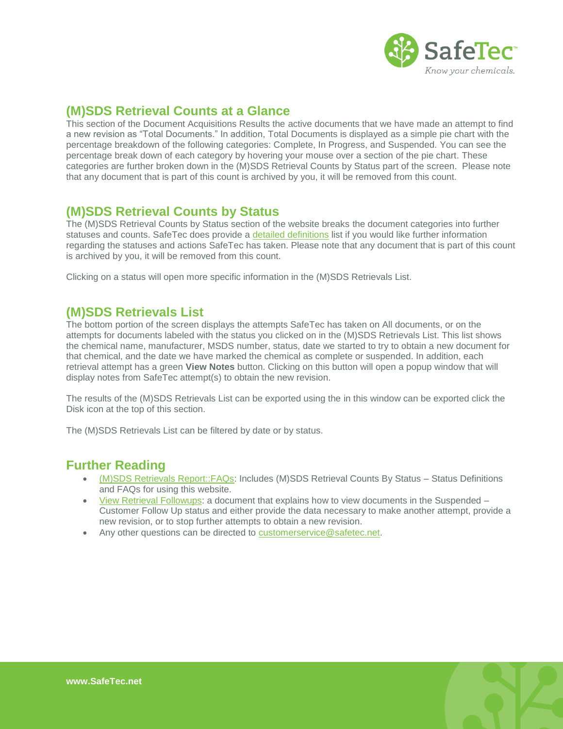## (M)SDS Retrieval Counts at a Glance

This section of the Document Acquisitions Results the active documents that we have made an attempt to find a new revision as "Total Documents." In addition, Total Documents is displayed as a simple pie chart with the percentage breakdown of the following categories: Complete, In Progress, and Suspended. You can see the percentage break down of each category by hovering your mouse over a section of the pie chart. These categories are further broken down in the (M)SDS Retrieval Counts by Status part of the screen. Please note that any document that is part of this count is archived by you, it will be removed from this count.

## (M)SDS Retrieval Counts by Status

The (M)SDS Retrieval Counts by Status section of the website breaks the document categories into further statuses and counts. SafeTec does provide a detailed definitions list if you would like further information regarding the statuses and actions SafeTec has taken. Please note that any document that is part of this count is archived by you, it will be removed from this count.

Clicking on a status will open more specific information in the (M)SDS Retrievals List.

## (M)SDS Retrievals List

The bottom portion of the screen displays the attempts SafeTec has taken on All documents, or on the attempts for documents labeled with the status you clicked on in the (M)SDS Retrievals List. This list shows the chemical name, manufacturer, MSDS number, status, date we started to try to obtain a new document for that chemical, and the date we have marked the chemical as complete or suspended. In addition, each retrieval attempt has a green **View Notes** button. Clicking on this button will open a popup window that will display notes from SafeTec attempt(s) to obtain the new revision.

The results of the (M)SDS Retrievals List can be exported using the in this window can be exported click the Disk icon at the top of this section.

The (M)SDS Retrievals List can be filtered by date or by status.

## Further Reading

- (M)SDS Retrievals Report::FAQs: Includes (M)SDS Retrieval Counts By Status – Status Definitions and FAQs for using this website.
- View Retrieval Followups: a document that explains how to view documents in the Suspended – Customer Follow Up status and either provide the data necessary to make another attempt, provide a new revision, or to stop further attempts to obtain a new revision.
- Any other questions can be directed to customerservice@safetec.net.